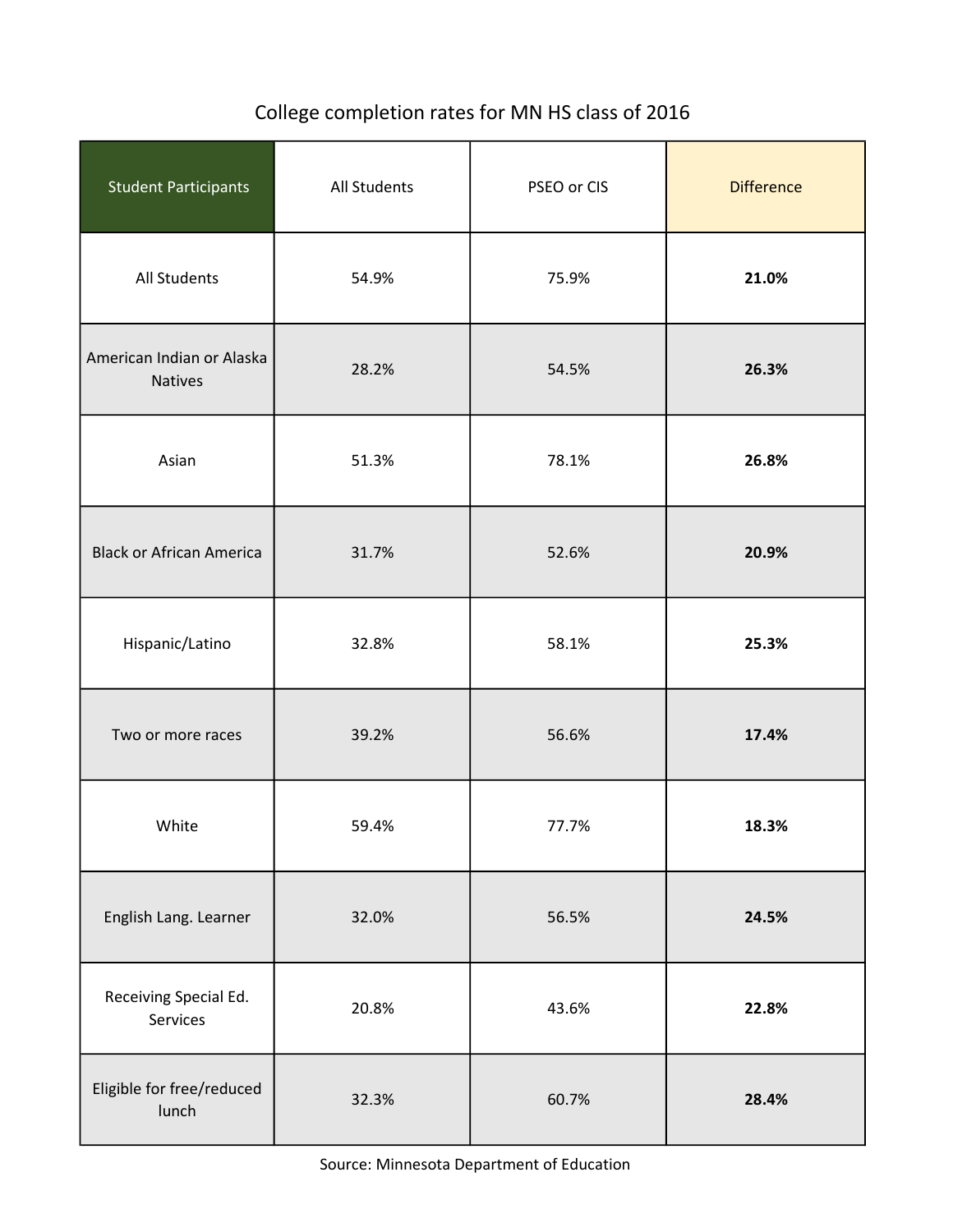College completion rates for MN HS class of 2016

| Student Participants | All Students | PSEO or CIS | Difference |
|---|---|---|---|
| All Students | 54.9% | 75.9% | **21.0%** |
| American Indian or Alaska Natives | 28.2% | 54.5% | **26.3%** |
| Asian | 51.3% | 78.1% | **26.8%** |
| Black or African America | 31.7% | 52.6% | **20.9%** |
| Hispanic/Latino | 32.8% | 58.1% | **25.3%** |
| Two or more races | 39.2% | 56.6% | **17.4%** |
| White | 59.4% | 77.7% | **18.3%** |
| English Lang. Learner | 32.0% | 56.5% | **24.5%** |
| Receiving Special Ed. Services | 20.8% | 43.6% | **22.8%** |
| Eligible for free/reduced lunch | 32.3% | 60.7% | **28.4%** |

Source: Minnesota Department of Education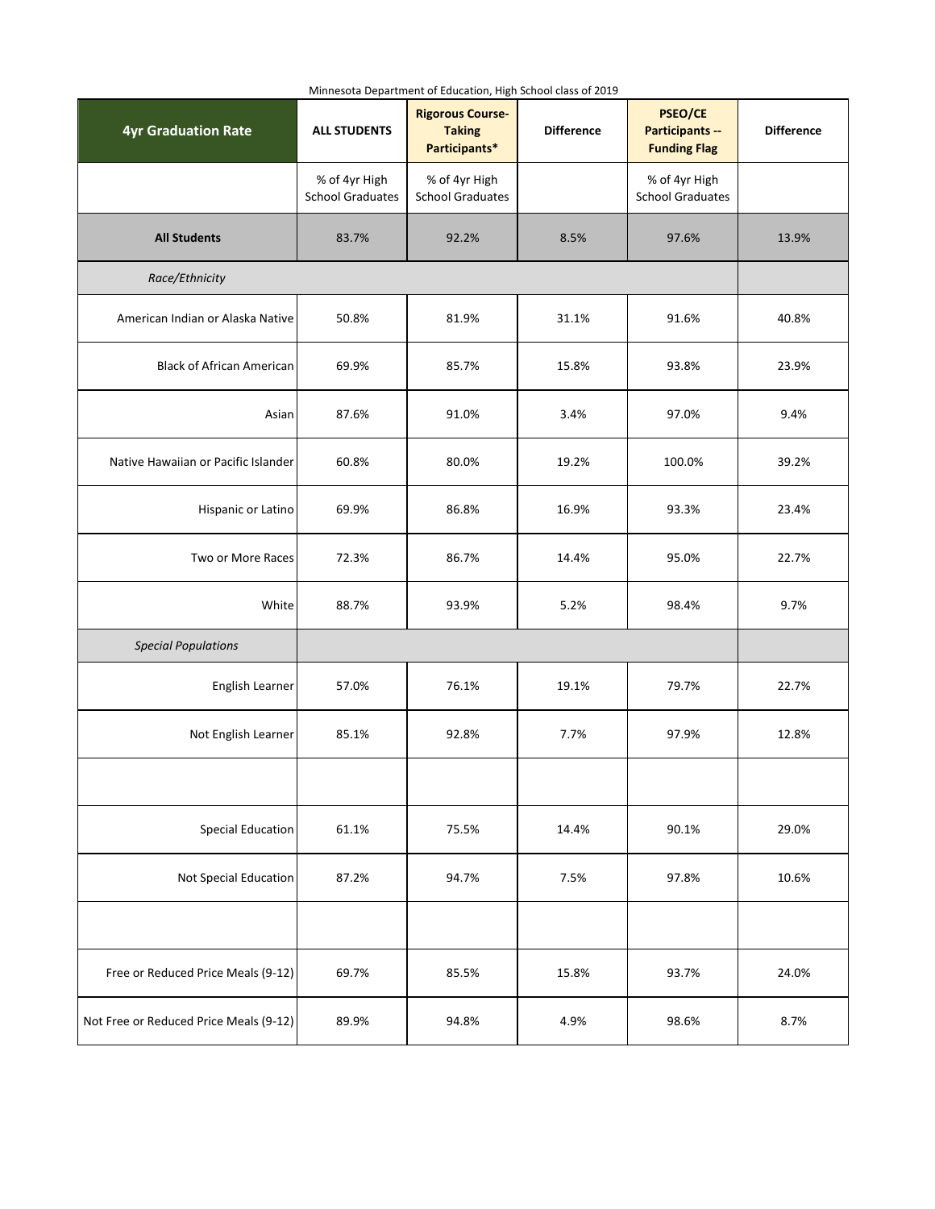Minnesota Department of Education, High School class of 2019

| 4yr Graduation Rate | ALL STUDENTS | Rigorous Course-Taking Participants* | Difference | PSEO/CE Participants -- Funding Flag | Difference |
|---|---|---|---|---|---|
| | % of 4yr High School Graduates | % of 4yr High School Graduates | | % of 4yr High School Graduates | |
| **All Students** | 83.7% | 92.2% | 8.5% | 97.6% | 13.9% |
| *Race/Ethnicity* | | | | | |
| American Indian or Alaska Native | 50.8% | 81.9% | 31.1% | 91.6% | 40.8% |
| Black of African American | 69.9% | 85.7% | 15.8% | 93.8% | 23.9% |
| Asian | 87.6% | 91.0% | 3.4% | 97.0% | 9.4% |
| Native Hawaiian or Pacific Islander | 60.8% | 80.0% | 19.2% | 100.0% | 39.2% |
| Hispanic or Latino | 69.9% | 86.8% | 16.9% | 93.3% | 23.4% |
| Two or More Races | 72.3% | 86.7% | 14.4% | 95.0% | 22.7% |
| White | 88.7% | 93.9% | 5.2% | 98.4% | 9.7% |
| *Special Populations* | | | | | |
| English Learner | 57.0% | 76.1% | 19.1% | 79.7% | 22.7% |
| Not English Learner | 85.1% | 92.8% | 7.7% | 97.9% | 12.8% |
| | | | | | |
| Special Education | 61.1% | 75.5% | 14.4% | 90.1% | 29.0% |
| Not Special Education | 87.2% | 94.7% | 7.5% | 97.8% | 10.6% |
| | | | | | |
| Free or Reduced Price Meals (9-12) | 69.7% | 85.5% | 15.8% | 93.7% | 24.0% |
| Not Free or Reduced Price Meals (9-12) | 89.9% | 94.8% | 4.9% | 98.6% | 8.7% |